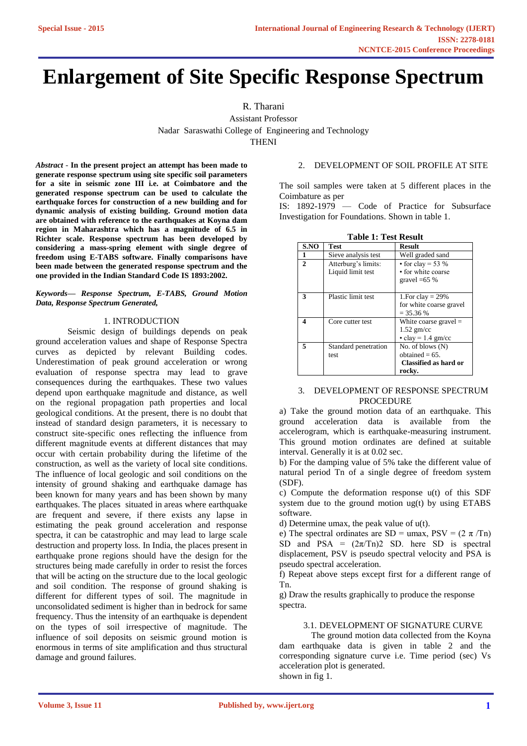# Enlargement of Site Specific Response Spectrum

R. Tharani
Assistant Professor
Nadar Saraswathi College of Engineering and Technology
THENI

***Abstract*** - **In the present project an attempt has been made to generate response spectrum using site specific soil parameters for a site in seismic zone III i.e. at Coimbatore and the generated response spectrum can be used to calculate the earthquake forces for construction of a new building and for dynamic analysis of existing building. Ground motion data are obtained with reference to the earthquakes at Koyna dam region in Maharashtra which has a magnitude of 6.5 in Richter scale. Response spectrum has been developed by considering a mass-spring element with single degree of freedom using E-TABS software. Finally comparisons have been made between the generated response spectrum and the one provided in the Indian Standard Code IS 1893:2002.**

***Keywords— Response Spectrum, E-TABS, Ground Motion Data, Response Spectrum Generated,***

## 1. INTRODUCTION

Seismic design of buildings depends on peak ground acceleration values and shape of Response Spectra curves as depicted by relevant Building codes. Underestimation of peak ground acceleration or wrong evaluation of response spectra may lead to grave consequences during the earthquakes. These two values depend upon earthquake magnitude and distance, as well on the regional propagation path properties and local geological conditions. At the present, there is no doubt that instead of standard design parameters, it is necessary to construct site-specific ones reflecting the influence from different magnitude events at different distances that may occur with certain probability during the lifetime of the construction, as well as the variety of local site conditions. The influence of local geologic and soil conditions on the intensity of ground shaking and earthquake damage has been known for many years and has been shown by many earthquakes. The places situated in areas where earthquake are frequent and severe, if there exists any lapse in estimating the peak ground acceleration and response spectra, it can be catastrophic and may lead to large scale destruction and property loss. In India, the places present in earthquake prone regions should have the design for the structures being made carefully in order to resist the forces that will be acting on the structure due to the local geologic and soil condition. The response of ground shaking is different for different types of soil. The magnitude in unconsolidated sediment is higher than in bedrock for same frequency. Thus the intensity of an earthquake is dependent on the types of soil irrespective of magnitude. The influence of soil deposits on seismic ground motion is enormous in terms of site amplification and thus structural damage and ground failures.

## 2. DEVELOPMENT OF SOIL PROFILE AT SITE

The soil samples were taken at 5 different places in the Coimbature as per
IS: 1892-1979 — Code of Practice for Subsurface Investigation for Foundations. Shown in table 1.

**Table 1: Test Result**

| S.NO | Test | Result |
|---|---|---|
| **1** | Sieve analysis test | Well graded sand |
| **2** | Atterburg's limits: Liquid limit test | • for clay = 53 %<br>• for white coarse gravel =65 % |
| **3** | Plastic limit test | 1.For clay = 29%<br>for white coarse gravel = 35.36 % |
| **4** | Core cutter test | White coarse gravel = 1.52 gm/cc<br>• clay = 1.4 gm/cc |
| **5** | Standard penetration test | No. of blows (N) obtained = 65.<br>**Classified as hard or rocky.** |

## 3. DEVELOPMENT OF RESPONSE SPECTRUM PROCEDURE

a) Take the ground motion data of an earthquake. This ground acceleration data is available from the accelerogram, which is earthquake-measuring instrument. This ground motion ordinates are defined at suitable interval. Generally it is at 0.02 sec.

b) For the damping value of 5% take the different value of natural period Tn of a single degree of freedom system (SDF).

c) Compute the deformation response u(t) of this SDF system due to the ground motion ug(t) by using ETABS software.

d) Determine umax, the peak value of u(t).

e) The spectral ordinates are SD = umax, PSV = $(2 \pi /Tn)$ SD and PSA = $(2\pi/Tn)2$ SD. here SD is spectral displacement, PSV is pseudo spectral velocity and PSA is pseudo spectral acceleration.

f) Repeat above steps except first for a different range of Tn.

g) Draw the results graphically to produce the response spectra.

### 3.1. DEVELOPMENT OF SIGNATURE CURVE

The ground motion data collected from the Koyna dam earthquake data is given in table 2 and the corresponding signature curve i.e. Time period (sec) Vs acceleration plot is generated.
shown in fig 1.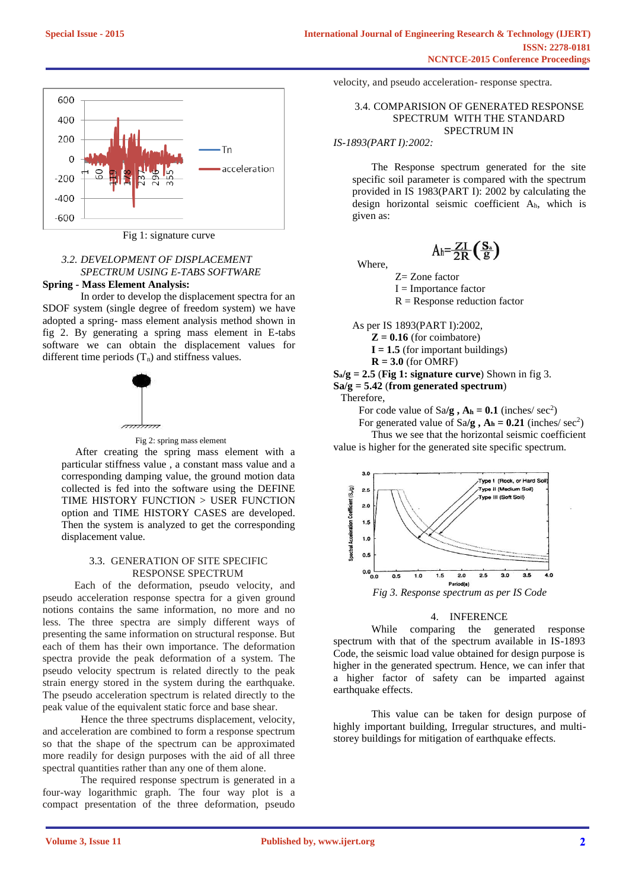Fig 1: signature curve

*3.2. DEVELOPMENT OF DISPLACEMENT SPECTRUM USING E-TABS SOFTWARE*

**Spring - Mass Element Analysis:**

In order to develop the displacement spectra for an SDOF system (single degree of freedom system) we have adopted a spring- mass element analysis method shown in fig 2. By generating a spring mass element in E-tabs software we can obtain the displacement values for different time periods ($T_n$) and stiffness values.

Fig 2: spring mass element

After creating the spring mass element with a particular stiffness value , a constant mass value and a corresponding damping value, the ground motion data collected is fed into the software using the DEFINE TIME HISTORY FUNCTION > USER FUNCTION option and TIME HISTORY CASES are developed. Then the system is analyzed to get the corresponding displacement value.

### 3.3. GENERATION OF SITE SPECIFIC RESPONSE SPECTRUM

Each of the deformation, pseudo velocity, and pseudo acceleration response spectra for a given ground notions contains the same information, no more and no less. The three spectra are simply different ways of presenting the same information on structural response. But each of them has their own importance. The deformation spectra provide the peak deformation of a system. The pseudo velocity spectrum is related directly to the peak strain energy stored in the system during the earthquake. The pseudo acceleration spectrum is related directly to the peak value of the equivalent static force and base shear.

Hence the three spectrums displacement, velocity, and acceleration are combined to form a response spectrum so that the shape of the spectrum can be approximated more readily for design purposes with the aid of all three spectral quantities rather than any one of them alone.

The required response spectrum is generated in a four-way logarithmic graph. The four way plot is a compact presentation of the three deformation, pseudo velocity, and pseudo acceleration- response spectra.

### 3.4. COMPARISION OF GENERATED RESPONSE SPECTRUM WITH THE STANDARD SPECTRUM IN *IS-1893(PART I):2002:*

The Response spectrum generated for the site specific soil parameter is compared with the spectrum provided in IS 1983(PART I): 2002 by calculating the design horizontal seismic coefficient $A_h$, which is given as:

$$A_h = \frac{ZI}{2R}\left(\frac{S_a}{g}\right)$$

Where,

Z= Zone factor
I = Importance factor
R = Response reduction factor

As per IS 1893(PART I):2002,

**Z = 0.16** (for coimbatore)
**I = 1.5** (for important buildings)
**R = 3.0** (for OMRF)

**$S_a$/g = 2.5** (**Fig 1: signature curve**) Shown in fig 3.
**Sa/g = 5.42** (**from generated spectrum**)

Therefore,

For code value of Sa/**g** , **$A_h$ = 0.1** (inches/ $sec^2$)
For generated value of Sa/**g** , **$A_h$ = 0.21** (inches/ $sec^2$)

Thus we see that the horizontal seismic coefficient value is higher for the generated site specific spectrum.

*Fig 3. Response spectrum as per IS Code*

## 4. INFERENCE

While comparing the generated response spectrum with that of the spectrum available in IS-1893 Code, the seismic load value obtained for design purpose is higher in the generated spectrum. Hence, we can infer that a higher factor of safety can be imparted against earthquake effects.

This value can be taken for design purpose of highly important building, Irregular structures, and multi-storey buildings for mitigation of earthquake effects.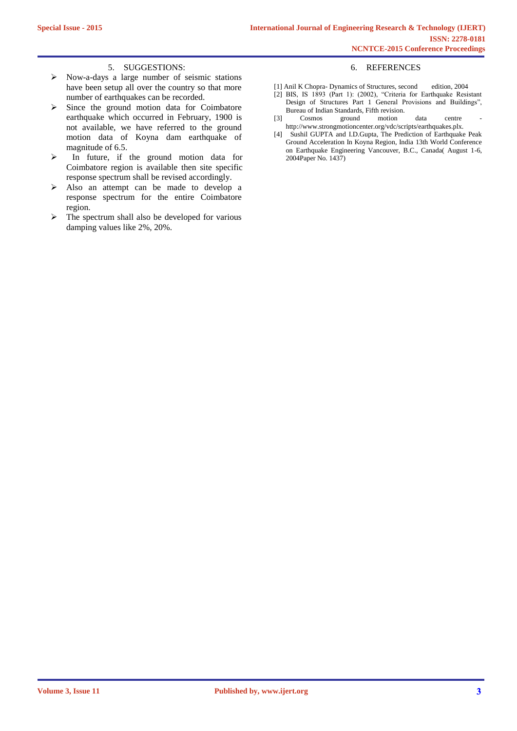## 5. SUGGESTIONS:

- Now-a-days a large number of seismic stations have been setup all over the country so that more number of earthquakes can be recorded.
- Since the ground motion data for Coimbatore earthquake which occurred in February, 1900 is not available, we have referred to the ground motion data of Koyna dam earthquake of magnitude of 6.5.
- In future, if the ground motion data for Coimbatore region is available then site specific response spectrum shall be revised accordingly.
- Also an attempt can be made to develop a response spectrum for the entire Coimbatore region.
- The spectrum shall also be developed for various damping values like 2%, 20%.

## 6. REFERENCES

[1] Anil K Chopra- Dynamics of Structures, second edition, 2004

[2] BIS, IS 1893 (Part 1): (2002), “Criteria for Earthquake Resistant Design of Structures Part 1 General Provisions and Buildings”, Bureau of Indian Standards, Fifth revision.

[3] Cosmos ground motion data centre - http://www.strongmotioncenter.org/vdc/scripts/earthquakes.plx.

[4] Sushil GUPTA and I.D.Gupta, The Prediction of Earthquake Peak Ground Acceleration In Koyna Region, India 13th World Conference on Earthquake Engineering Vancouver, B.C., Canada( August 1-6, 2004Paper No. 1437)